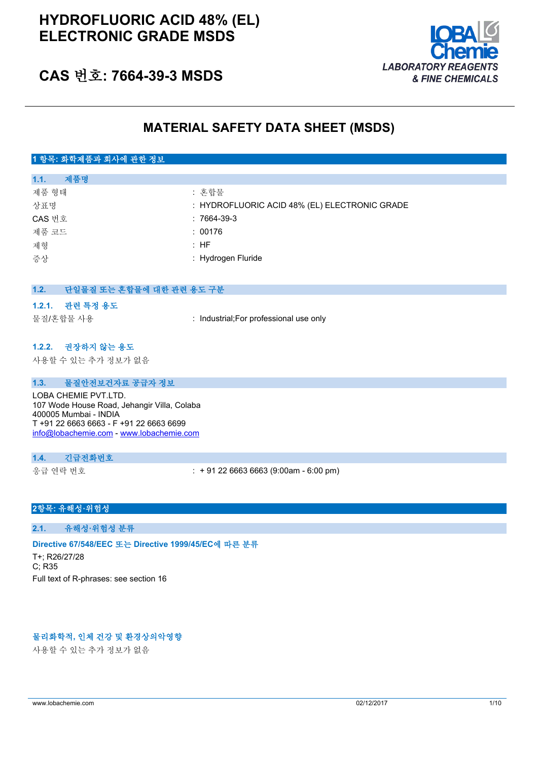# HYDROFLUORIC ACID 48% (EL) ELECTRONIC GRADE MSDS

## CAS 번호: 7664-39-3 MSDS

LOBA Chemie
LABORATORY REAGENTS & FINE CHEMICALS

## MATERIAL SAFETY DATA SHEET (MSDS)

### 1 항목: 화학제품과 회사에 관한 정보

#### 1.1. 제품명

| | |
|---|---|
| 제품 형태 | : 혼합물 |
| 상표명 | : HYDROFLUORIC ACID 48% (EL) ELECTRONIC GRADE |
| CAS 번호 | : 7664-39-3 |
| 제품 코드 | : 00176 |
| 제형 | : HF |
| 증상 | : Hydrogen Fluride |

#### 1.2. 단일물질 또는 혼합물에 대한 관련 용도 구분

##### 1.2.1. 관련 특정 용도

| | |
|---|---|
| 물질/혼합물 사용 | : Industrial;For professional use only |

##### 1.2.2. 권장하지 않는 용도

사용할 수 있는 추가 정보가 없음

#### 1.3. 물질안전보건자료 공급자 정보

LOBA CHEMIE PVT.LTD.
107 Wode House Road, Jehangir Villa, Colaba
400005 Mumbai - INDIA
T +91 22 6663 6663 - F +91 22 6663 6699
info@lobachemie.com - www.lobachemie.com

#### 1.4. 긴급전화번호

| | |
|---|---|
| 응급 연락 번호 | : + 91 22 6663 6663 (9:00am - 6:00 pm) |

### 2항목: 유해성·위험성

#### 2.1. 유해성·위험성 분류

**Directive 67/548/EEC 또는 Directive 1999/45/EC에 따른 분류**

T+; R26/27/28
C; R35
Full text of R-phrases: see section 16

**물리화학적, 인체 건강 및 환경상의악영향**

사용할 수 있는 추가 정보가 없음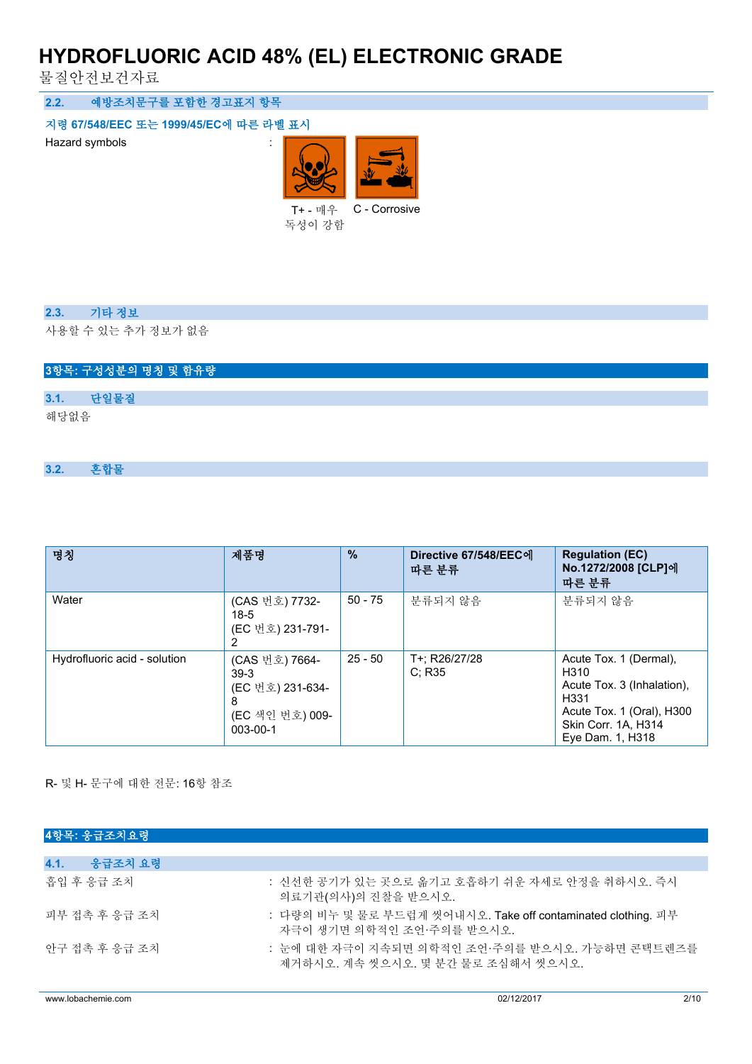## 2.2. 예방조치문구를 포함한 경고표지 항목

### 지령 67/548/EEC 또는 1999/45/EC에 따른 라벨 표시

Hazard symbols :

T+ - 매우 독성이 강함 C - Corrosive

## 2.3. 기타 정보

사용할 수 있는 추가 정보가 없음

# 3항목: 구성성분의 명칭 및 함유량

## 3.1. 단일물질

해당없음

## 3.2. 혼합물

| 명칭 | 제품명 | % | Directive 67/548/EEC에 따른 분류 | Regulation (EC) No.1272/2008 [CLP]에 따른 분류 |
|---|---|---|---|---|
| Water | (CAS 번호) 7732-18-5<br>(EC 번호) 231-791-2 | 50 - 75 | 분류되지 않음 | 분류되지 않음 |
| Hydrofluoric acid - solution | (CAS 번호) 7664-39-3<br>(EC 번호) 231-634-8<br>(EC 색인 번호) 009-003-00-1 | 25 - 50 | T+; R26/27/28<br>C; R35 | Acute Tox. 1 (Dermal), H310<br>Acute Tox. 3 (Inhalation), H331<br>Acute Tox. 1 (Oral), H300<br>Skin Corr. 1A, H314<br>Eye Dam. 1, H318 |

R- 및 H- 문구에 대한 전문: 16항 참조

# 4항목: 응급조치요령

## 4.1. 응급조치 요령

흡입 후 응급 조치 : 신선한 공기가 있는 곳으로 옮기고 호흡하기 쉬운 자세로 안정을 취하시오. 즉시 의료기관(의사)의 진찰을 받으시오.

피부 접촉 후 응급 조치 : 다량의 비누 및 물로 부드럽게 씻어내시오. Take off contaminated clothing. 피부 자극이 생기면 의학적인 조언·주의를 받으시오.

안구 접촉 후 응급 조치 : 눈에 대한 자극이 지속되면 의학적인 조언·주의를 받으시오. 가능하면 콘택트렌즈를 제거하시오. 계속 씻으시오. 몇 분간 물로 조심해서 씻으시오.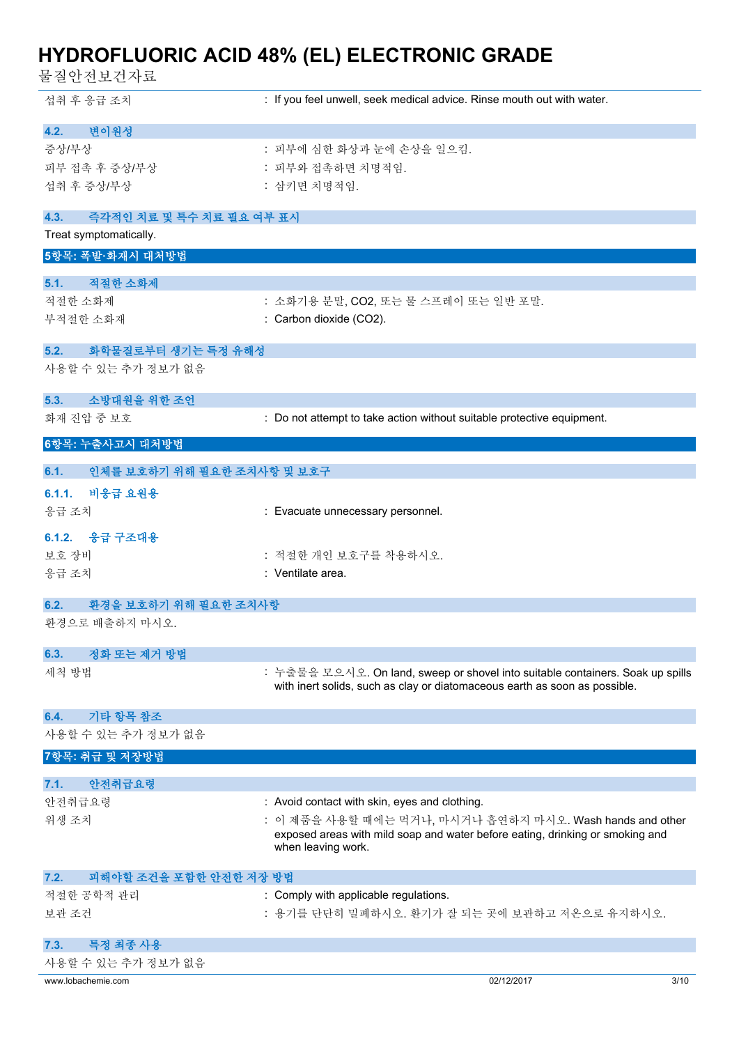섭취 후 응급 조치 : If you feel unwell, seek medical advice. Rinse mouth out with water.

### 4.2. 변이원성

증상/부상 : 피부에 심한 화상과 눈에 손상을 일으킴.

피부 접촉 후 증상/부상 : 피부와 접촉하면 치명적임.

섭취 후 증상/부상 : 삼키면 치명적임.

### 4.3. 즉각적인 치료 및 특수 치료 필요 여부 표시

Treat symptomatically.

## 5항목: 폭발·화재시 대처방법

### 5.1. 적절한 소화제

적절한 소화재 : 소화기용 분말, $CO_2$, 또는 물 스프레이 또는 일반 포말.

부적절한 소화재 : Carbon dioxide ($CO_2$).

### 5.2. 화학물질로부터 생기는 특정 유해성

사용할 수 있는 추가 정보가 없음

### 5.3. 소방대원을 위한 조언

화재 진압 중 보호 : Do not attempt to take action without suitable protective equipment.

## 6항목: 누출사고시 대처방법

### 6.1. 인체를 보호하기 위해 필요한 조치사항 및 보호구

#### 6.1.1. 비응급 요원용

응급 조치 : Evacuate unnecessary personnel.

#### 6.1.2. 응급 구조대용

보호 장비 : 적절한 개인 보호구를 착용하시오.

응급 조치 : Ventilate area.

### 6.2. 환경을 보호하기 위해 필요한 조치사항

환경으로 배출하지 마시오.

### 6.3. 정화 또는 제거 방법

세척 방법 : 누출물을 모으시오. On land, sweep or shovel into suitable containers. Soak up spills with inert solids, such as clay or diatomaceous earth as soon as possible.

### 6.4. 기타 항목 참조

사용할 수 있는 추가 정보가 없음

## 7항목: 취급 및 저장방법

### 7.1. 안전취급요령

안전취급요령 : Avoid contact with skin, eyes and clothing.

위생 조치 : 이 제품을 사용할 때에는 먹거나, 마시거나 흡연하지 마시오. Wash hands and other exposed areas with mild soap and water before eating, drinking or smoking and when leaving work.

### 7.2. 피해야할 조건을 포함한 안전한 저장 방법

적절한 공학적 관리 : Comply with applicable regulations.

보관 조건 : 용기를 단단히 밀폐하시오. 환기가 잘 되는 곳에 보관하고 저온으로 유지하시오.

### 7.3. 특정 최종 사용

사용할 수 있는 추가 정보가 없음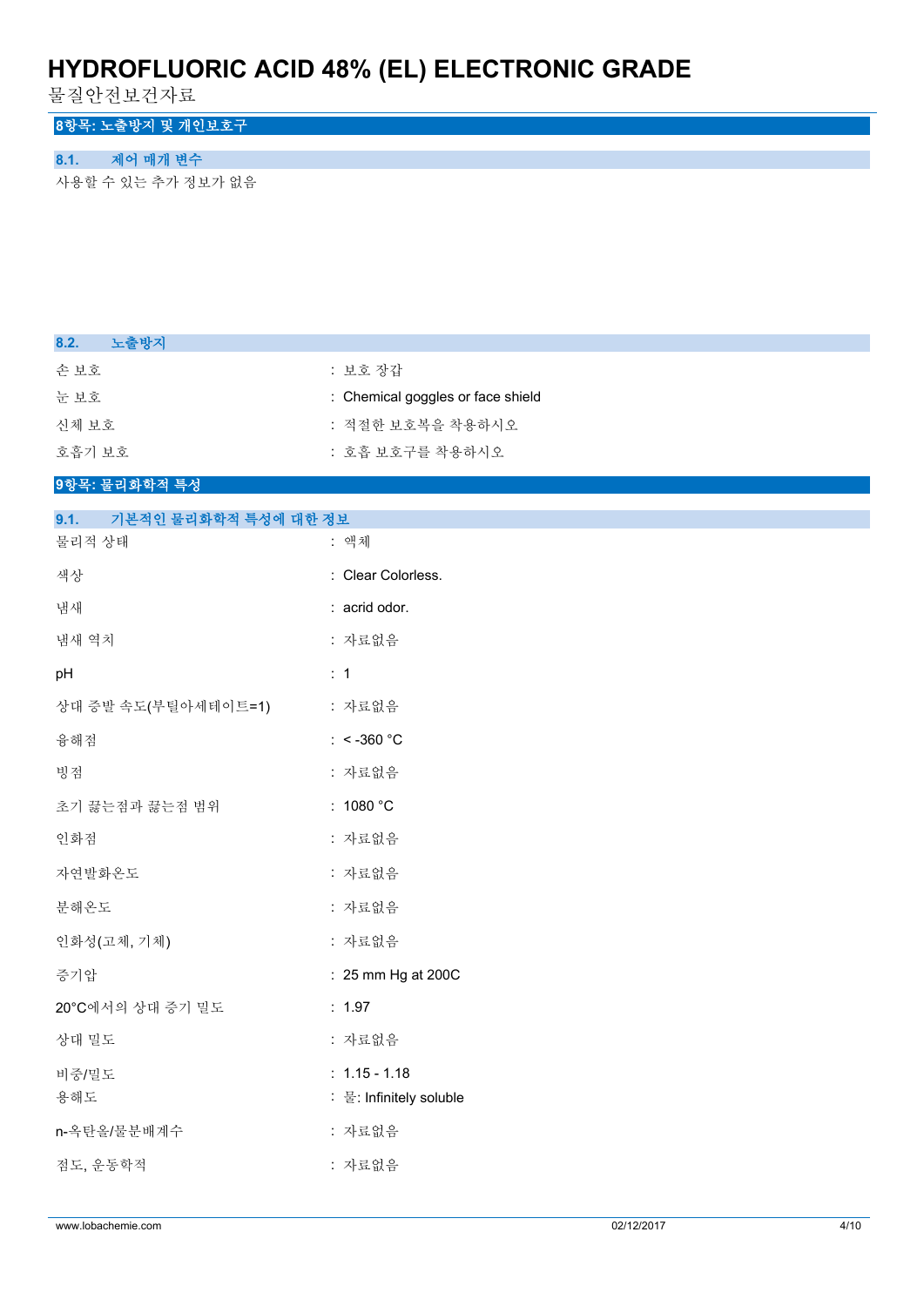## 8항목: 노출방지 및 개인보호구

### 8.1. 제어 매개 변수

사용할 수 있는 추가 정보가 없음

### 8.2. 노출방지

| | |
|---|---|
| 손 보호 | : 보호 장갑 |
| 눈 보호 | : Chemical goggles or face shield |
| 신체 보호 | : 적절한 보호복을 착용하시오 |
| 호흡기 보호 | : 호흡 보호구를 착용하시오 |

## 9항목: 물리화학적 특성

### 9.1. 기본적인 물리화학적 특성에 대한 정보

| | |
|---|---|
| 물리적 상태 | : 액체 |
| 색상 | : Clear Colorless. |
| 냄새 | : acrid odor. |
| 냄새 역치 | : 자료없음 |
| pH | : 1 |
| 상대 증발 속도(부틸아세테이트=1) | : 자료없음 |
| 융해점 | : < -360 °C |
| 빙점 | : 자료없음 |
| 초기 끓는점과 끓는점 범위 | : 1080 °C |
| 인화점 | : 자료없음 |
| 자연발화온도 | : 자료없음 |
| 분해온도 | : 자료없음 |
| 인화성(고체, 기체) | : 자료없음 |
| 증기압 | : 25 mm Hg at 200C |
| 20°C에서의 상대 증기 밀도 | : 1.97 |
| 상대 밀도 | : 자료없음 |
| 비중/밀도 | : 1.15 - 1.18 |
| 용해도 | : 물: Infinitely soluble |
| n-옥탄올/물분배계수 | : 자료없음 |
| 점도, 운동학적 | : 자료없음 |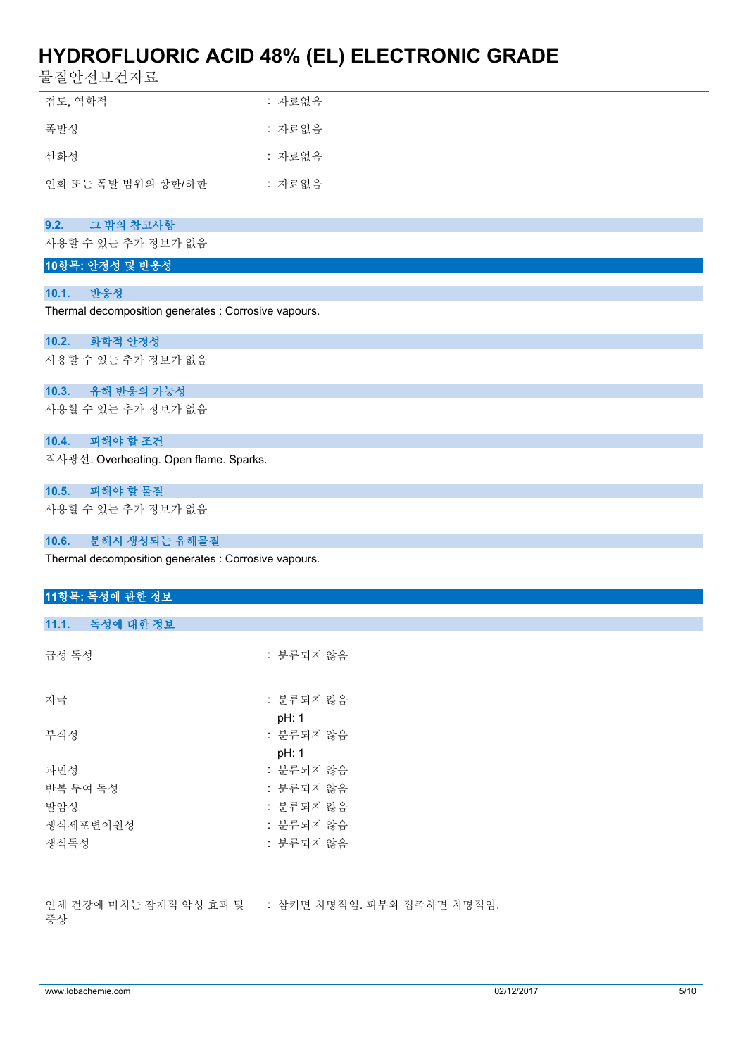| | |
|---|---|
| 점도, 역학적 | : 자료없음 |
| 폭발성 | : 자료없음 |
| 산화성 | : 자료없음 |
| 인화 또는 폭발 범위의 상한/하한 | : 자료없음 |

### 9.2. 그 밖의 참고사항

사용할 수 있는 추가 정보가 없음

## 10항목: 안정성 및 반응성

### 10.1. 반응성

Thermal decomposition generates : Corrosive vapours.

### 10.2. 화학적 안정성

사용할 수 있는 추가 정보가 없음

### 10.3. 유해 반응의 가능성

사용할 수 있는 추가 정보가 없음

### 10.4. 피해야 할 조건

직사광선. Overheating. Open flame. Sparks.

### 10.5. 피해야 할 물질

사용할 수 있는 추가 정보가 없음

### 10.6. 분해시 생성되는 유해물질

Thermal decomposition generates : Corrosive vapours.

## 11항목: 독성에 관한 정보

### 11.1. 독성에 대한 정보

| | |
|---|---|
| 급성 독성 | : 분류되지 않음 |
| 자극 | : 분류되지 않음<br>pH: 1 |
| 부식성 | : 분류되지 않음<br>pH: 1 |
| 과민성 | : 분류되지 않음 |
| 반복 투여 독성 | : 분류되지 않음 |
| 발암성 | : 분류되지 않음 |
| 생식세포변이원성 | : 분류되지 않음 |
| 생식독성 | : 분류되지 않음 |
| 인체 건강에 미치는 잠재적 악성 효과 및 증상 | : 삼키면 치명적임. 피부와 접촉하면 치명적임. |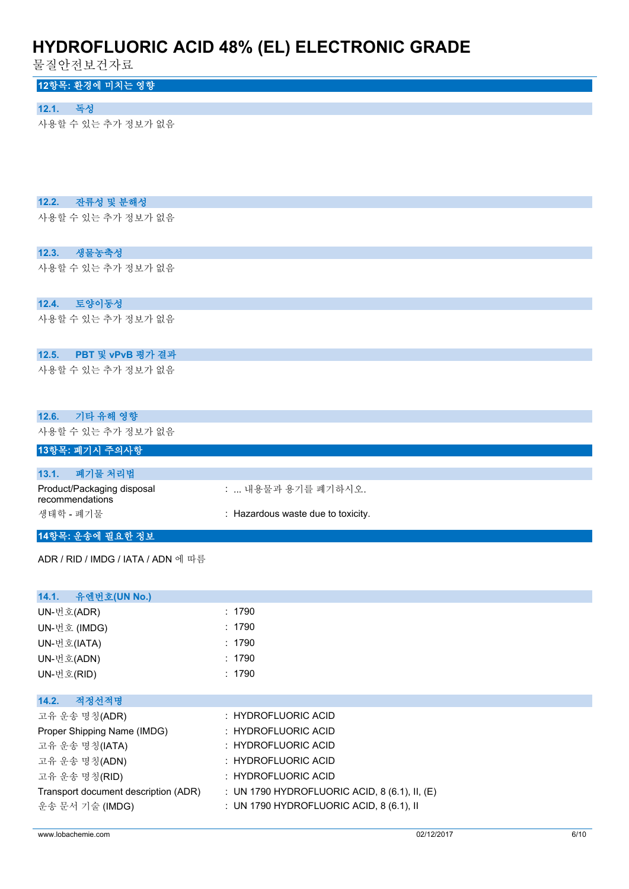## 12항목: 환경에 미치는 영향

### 12.1. 독성

사용할 수 있는 추가 정보가 없음

### 12.2. 잔류성 및 분해성

사용할 수 있는 추가 정보가 없음

### 12.3. 생물농축성

사용할 수 있는 추가 정보가 없음

### 12.4. 토양이동성

사용할 수 있는 추가 정보가 없음

### 12.5. PBT 및 vPvB 평가 결과

사용할 수 있는 추가 정보가 없음

### 12.6. 기타 유해 영향

사용할 수 있는 추가 정보가 없음

## 13항목: 폐기시 주의사항

### 13.1. 폐기물 처리법

| | |
|---|---|
| Product/Packaging disposal recommendations | : ... 내용물과 용기를 폐기하시오. |
| 생태학 - 폐기물 | : Hazardous waste due to toxicity. |

## 14항목: 운송에 필요한 정보

ADR / RID / IMDG / IATA / ADN 에 따름

### 14.1. 유엔번호(UN No.)

| | |
|---|---|
| UN-번호(ADR) | : 1790 |
| UN-번호 (IMDG) | : 1790 |
| UN-번호(IATA) | : 1790 |
| UN-번호(ADN) | : 1790 |
| UN-번호(RID) | : 1790 |

### 14.2. 적정선적명

| | |
|---|---|
| 고유 운송 명칭(ADR) | : HYDROFLUORIC ACID |
| Proper Shipping Name (IMDG) | : HYDROFLUORIC ACID |
| 고유 운송 명칭(IATA) | : HYDROFLUORIC ACID |
| 고유 운송 명칭(ADN) | : HYDROFLUORIC ACID |
| 고유 운송 명칭(RID) | : HYDROFLUORIC ACID |
| Transport document description (ADR) | : UN 1790 HYDROFLUORIC ACID, 8 (6.1), II, (E) |
| 운송 문서 기술 (IMDG) | : UN 1790 HYDROFLUORIC ACID, 8 (6.1), II |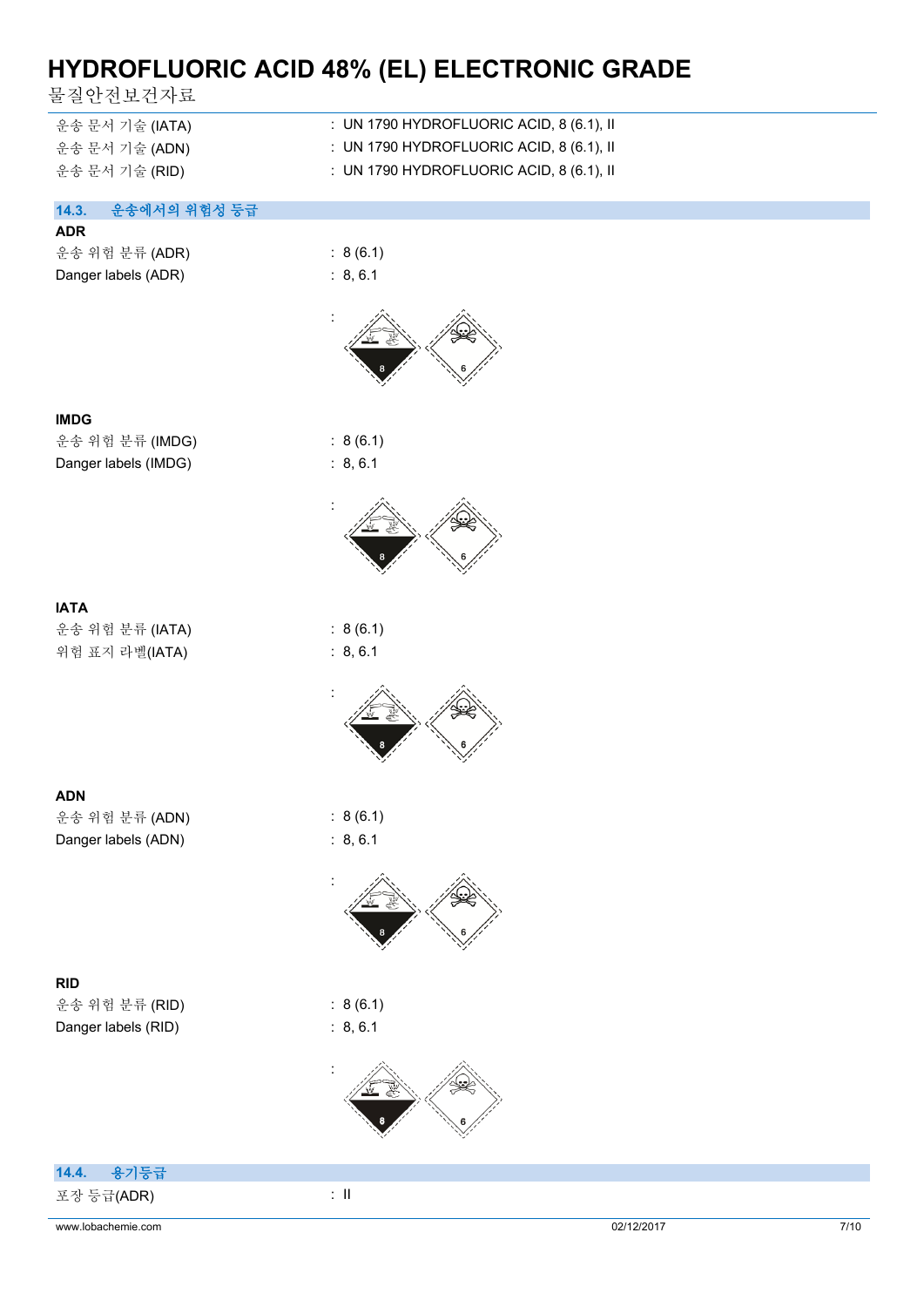운송 문서 기술 (IATA) : UN 1790 HYDROFLUORIC ACID, 8 (6.1), II

운송 문서 기술 (ADN) : UN 1790 HYDROFLUORIC ACID, 8 (6.1), II

운송 문서 기술 (RID) : UN 1790 HYDROFLUORIC ACID, 8 (6.1), II

## 14.3. 운송에서의 위험성 등급

**ADR**

운송 위험 분류 (ADR) : 8 (6.1)

Danger labels (ADR) : 8, 6.1

:

**IMDG**

운송 위험 분류 (IMDG) : 8 (6.1)

Danger labels (IMDG) : 8, 6.1

:

**IATA**

운송 위험 분류 (IATA) : 8 (6.1)

위험 표지 라벨(IATA) : 8, 6.1

:

**ADN**

운송 위험 분류 (ADN) : 8 (6.1)

Danger labels (ADN) : 8, 6.1

:

**RID**

운송 위험 분류 (RID) : 8 (6.1)

Danger labels (RID) : 8, 6.1

:

## 14.4. 용기등급

포장 등급(ADR) : II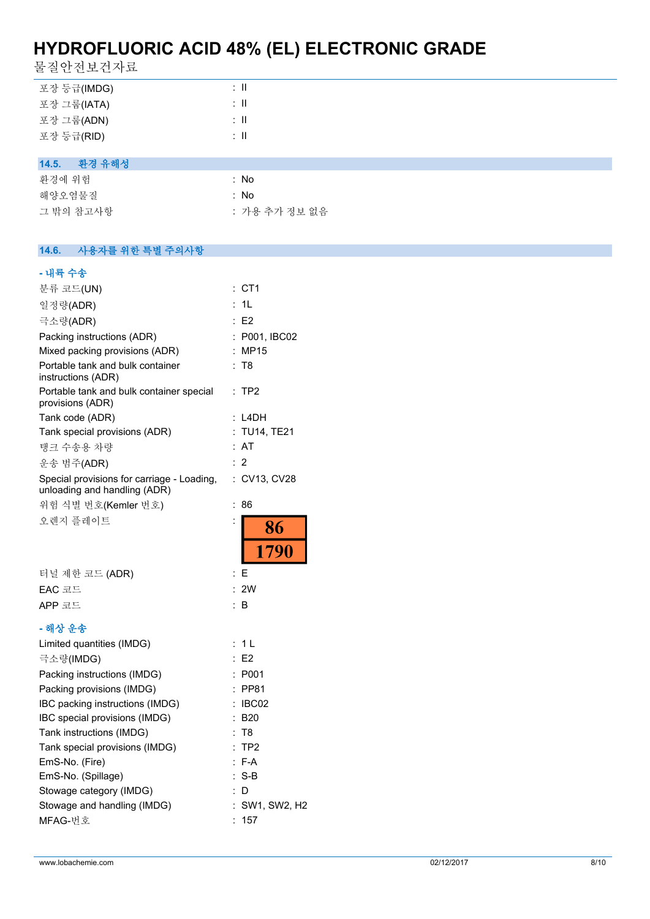| | |
|---|---|
| 포장 등급(IMDG) | : II |
| 포장 그룹(IATA) | : II |
| 포장 그룹(ADN) | : II |
| 포장 등급(RID) | : II |

### 14.5. 환경 유해성

| | |
|---|---|
| 환경에 위험 | : No |
| 해양오염물질 | : No |
| 그 밖의 참고사항 | : 가용 추가 정보 없음 |

### 14.6. 사용자를 위한 특별 주의사항

**- 내륙 수송**

| | |
|---|---|
| 분류 코드(UN) | : CT1 |
| 일정량(ADR) | : 1L |
| 극소량(ADR) | : E2 |
| Packing instructions (ADR) | : P001, IBC02 |
| Mixed packing provisions (ADR) | : MP15 |
| Portable tank and bulk container instructions (ADR) | : T8 |
| Portable tank and bulk container special provisions (ADR) | : TP2 |
| Tank code (ADR) | : L4DH |
| Tank special provisions (ADR) | : TU14, TE21 |
| 탱크 수송용 차량 | : AT |
| 운송 범주(ADR) | : 2 |
| Special provisions for carriage - Loading, unloading and handling (ADR) | : CV13, CV28 |
| 위험 식별 번호(Kemler 번호) | : 86 |
| 오렌지 플레이트 | : 86 / 1790 |
| 터널 제한 코드 (ADR) | : E |
| EAC 코드 | : 2W |
| APP 코드 | : B |

**- 해상 운송**

| | |
|---|---|
| Limited quantities (IMDG) | : 1 L |
| 극소량(IMDG) | : E2 |
| Packing instructions (IMDG) | : P001 |
| Packing provisions (IMDG) | : PP81 |
| IBC packing instructions (IMDG) | : IBC02 |
| IBC special provisions (IMDG) | : B20 |
| Tank instructions (IMDG) | : T8 |
| Tank special provisions (IMDG) | : TP2 |
| EmS-No. (Fire) | : F-A |
| EmS-No. (Spillage) | : S-B |
| Stowage category (IMDG) | : D |
| Stowage and handling (IMDG) | : SW1, SW2, H2 |
| MFAG-번호 | : 157 |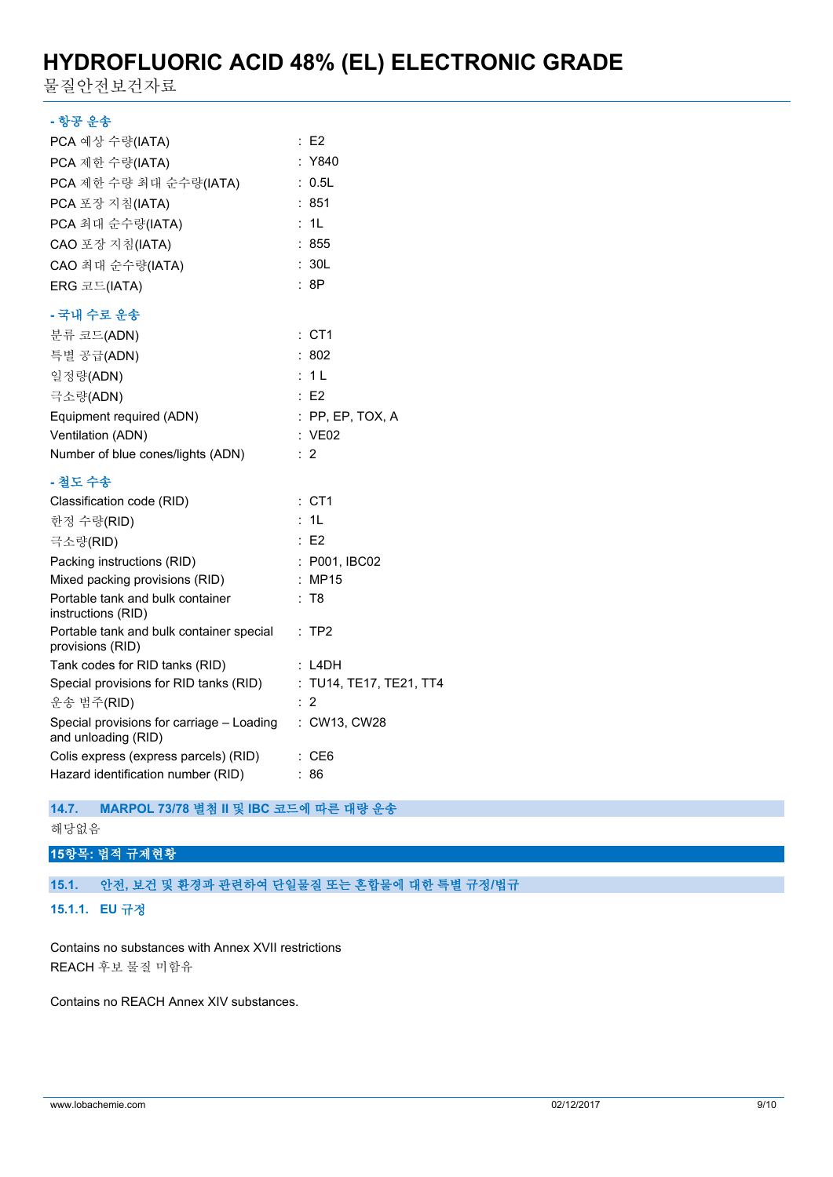**- 항공 운송**

| | |
|---|---|
| PCA 예상 수량(IATA) | : E2 |
| PCA 제한 수량(IATA) | : Y840 |
| PCA 제한 수량 최대 순수량(IATA) | : 0.5L |
| PCA 포장 지침(IATA) | : 851 |
| PCA 최대 순수량(IATA) | : 1L |
| CAO 포장 지침(IATA) | : 855 |
| CAO 최대 순수량(IATA) | : 30L |
| ERG 코드(IATA) | : 8P |

**- 국내 수로 운송**

| | |
|---|---|
| 분류 코드(ADN) | : CT1 |
| 특별 공급(ADN) | : 802 |
| 일정량(ADN) | : 1 L |
| 극소량(ADN) | : E2 |
| Equipment required (ADN) | : PP, EP, TOX, A |
| Ventilation (ADN) | : VE02 |
| Number of blue cones/lights (ADN) | : 2 |

**- 철도 수송**

| | |
|---|---|
| Classification code (RID) | : CT1 |
| 한정 수량(RID) | : 1L |
| 극소량(RID) | : E2 |
| Packing instructions (RID) | : P001, IBC02 |
| Mixed packing provisions (RID) | : MP15 |
| Portable tank and bulk container instructions (RID) | : T8 |
| Portable tank and bulk container special provisions (RID) | : TP2 |
| Tank codes for RID tanks (RID) | : L4DH |
| Special provisions for RID tanks (RID) | : TU14, TE17, TE21, TT4 |
| 운송 범주(RID) | : 2 |
| Special provisions for carriage – Loading and unloading (RID) | : CW13, CW28 |
| Colis express (express parcels) (RID) | : CE6 |
| Hazard identification number (RID) | : 86 |

### 14.7. MARPOL 73/78 별첨 II 및 IBC 코드에 따른 대량 운송

해당없음

## 15항목: 법적 규제현황

### 15.1. 안전, 보건 및 환경과 관련하여 단일물질 또는 혼합물에 대한 특별 규정/법규

#### 15.1.1. EU 규정

Contains no substances with Annex XVII restrictions
REACH 후보 물질 미함유

Contains no REACH Annex XIV substances.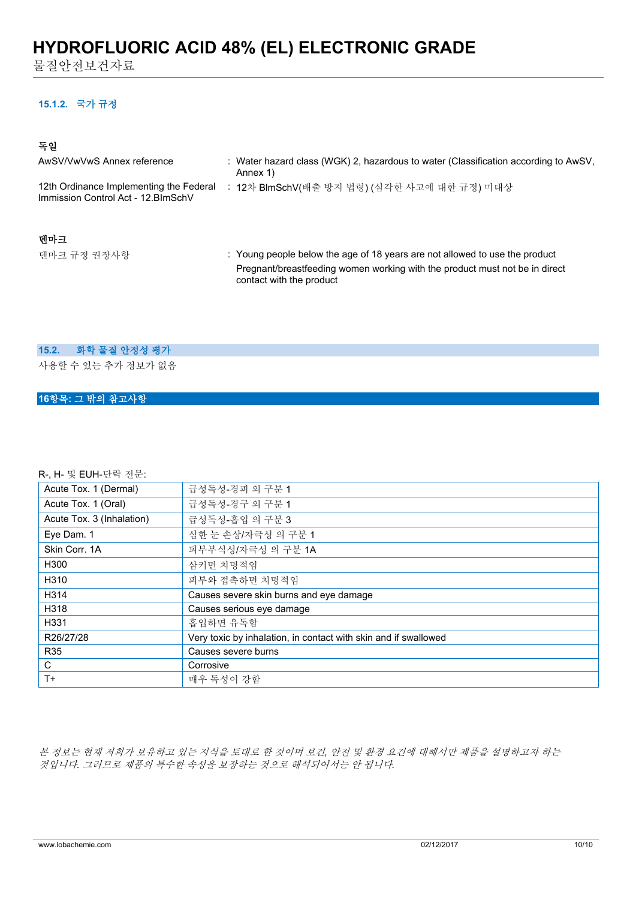#### 15.1.2. 국가 규정

**독일**

| | |
|---|---|
| AwSV/VwVwS Annex reference | : Water hazard class (WGK) 2, hazardous to water (Classification according to AwSV, Annex 1) |
| 12th Ordinance Implementing the Federal Immission Control Act - 12.BImSchV | : 12차 BImSchV(배출 방지 법령) (심각한 사고에 대한 규정) 미대상 |

**덴마크**

| | |
|---|---|
| 덴마크 규정 권장사항 | : Young people below the age of 18 years are not allowed to use the product<br>Pregnant/breastfeeding women working with the product must not be in direct contact with the product |

### 15.2. 화학 물질 안정성 평가

사용할 수 있는 추가 정보가 없음

## 16항목: 그 밖의 참고사항

R-, H- 및 EUH-단락 전문:

| | |
|---|---|
| Acute Tox. 1 (Dermal) | 급성독성-경피 의 구분 1 |
| Acute Tox. 1 (Oral) | 급성독성-경구 의 구분 1 |
| Acute Tox. 3 (Inhalation) | 급성독성-흡입 의 구분 3 |
| Eye Dam. 1 | 심한 눈 손상/자극성 의 구분 1 |
| Skin Corr. 1A | 피부부식성/자극성 의 구분 1A |
| H300 | 삼키면 치명적임 |
| H310 | 피부와 접촉하면 치명적임 |
| H314 | Causes severe skin burns and eye damage |
| H318 | Causes serious eye damage |
| H331 | 흡입하면 유독함 |
| R26/27/28 | Very toxic by inhalation, in contact with skin and if swallowed |
| R35 | Causes severe burns |
| C | Corrosive |
| T+ | 매우 독성이 강함 |

*본 정보는 현재 저희가 보유하고 있는 지식을 토대로 한 것이며 보건, 안전 및 환경 요건에 대해서만 제품을 설명하고자 하는 것입니다. 그러므로 제품의 특수한 속성을 보장하는 것으로 해석되어서는 안 됩니다.*